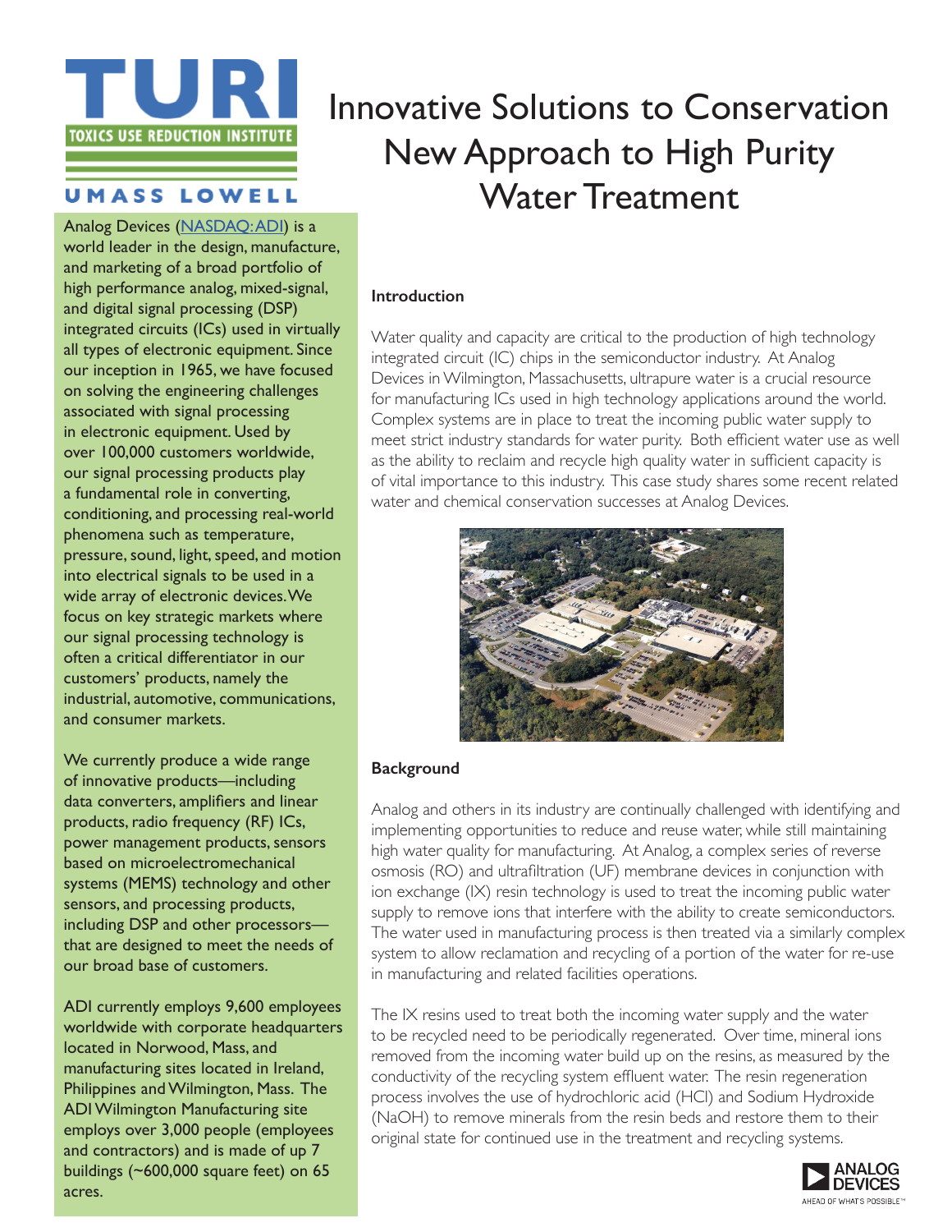TURI

TOXICS USE REDUCTION INSTITUTE

UMASS LOWELL

# Innovative Solutions to Conservation New Approach to High Purity Water Treatment

Analog Devices (NASDAQ:ADI) is a world leader in the design, manufacture, and marketing of a broad portfolio of high performance analog, mixed-signal, and digital signal processing (DSP) integrated circuits (ICs) used in virtually all types of electronic equipment. Since our inception in 1965, we have focused on solving the engineering challenges associated with signal processing in electronic equipment. Used by over 100,000 customers worldwide, our signal processing products play a fundamental role in converting, conditioning, and processing real-world phenomena such as temperature, pressure, sound, light, speed, and motion into electrical signals to be used in a wide array of electronic devices. We focus on key strategic markets where our signal processing technology is often a critical differentiator in our customers' products, namely the industrial, automotive, communications, and consumer markets.

We currently produce a wide range of innovative products—including data converters, amplifiers and linear products, radio frequency (RF) ICs, power management products, sensors based on microelectromechanical systems (MEMS) technology and other sensors, and processing products, including DSP and other processors—that are designed to meet the needs of our broad base of customers.

ADI currently employs 9,600 employees worldwide with corporate headquarters located in Norwood, Mass, and manufacturing sites located in Ireland, Philippines and Wilmington, Mass. The ADI Wilmington Manufacturing site employs over 3,000 people (employees and contractors) and is made of up 7 buildings (~600,000 square feet) on 65 acres.

**Introduction**

Water quality and capacity are critical to the production of high technology integrated circuit (IC) chips in the semiconductor industry. At Analog Devices in Wilmington, Massachusetts, ultrapure water is a crucial resource for manufacturing ICs used in high technology applications around the world. Complex systems are in place to treat the incoming public water supply to meet strict industry standards for water purity. Both efficient water use as well as the ability to reclaim and recycle high quality water in sufficient capacity is of vital importance to this industry. This case study shares some recent related water and chemical conservation successes at Analog Devices.

**Background**

Analog and others in its industry are continually challenged with identifying and implementing opportunities to reduce and reuse water, while still maintaining high water quality for manufacturing. At Analog, a complex series of reverse osmosis (RO) and ultrafiltration (UF) membrane devices in conjunction with ion exchange (IX) resin technology is used to treat the incoming public water supply to remove ions that interfere with the ability to create semiconductors. The water used in manufacturing process is then treated via a similarly complex system to allow reclamation and recycling of a portion of the water for re-use in manufacturing and related facilities operations.

The IX resins used to treat both the incoming water supply and the water to be recycled need to be periodically regenerated. Over time, mineral ions removed from the incoming water build up on the resins, as measured by the conductivity of the recycling system effluent water. The resin regeneration process involves the use of hydrochloric acid (HCl) and Sodium Hydroxide (NaOH) to remove minerals from the resin beds and restore them to their original state for continued use in the treatment and recycling systems.

ANALOG DEVICES

AHEAD OF WHAT'S POSSIBLE™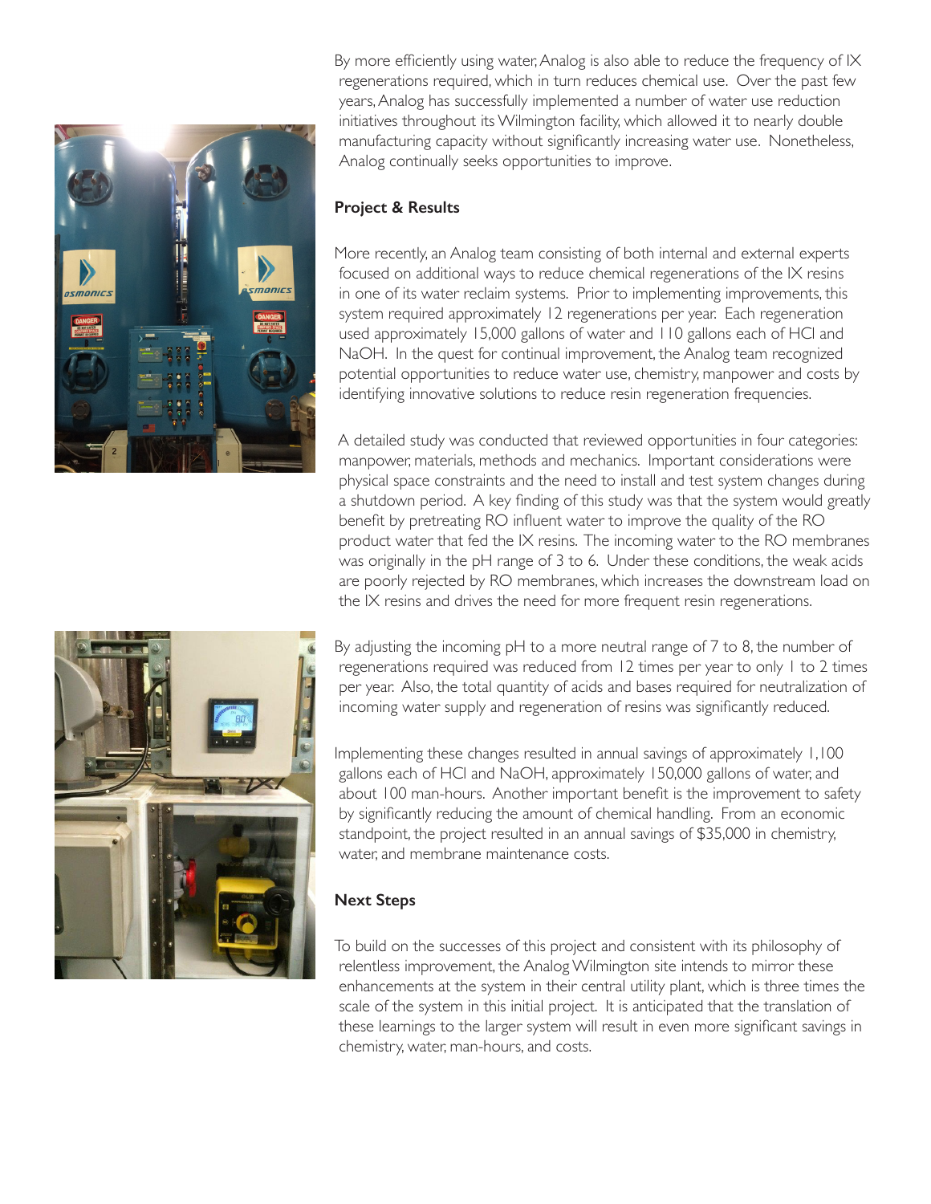By more efficiently using water, Analog is also able to reduce the frequency of IX regenerations required, which in turn reduces chemical use. Over the past few years, Analog has successfully implemented a number of water use reduction initiatives throughout its Wilmington facility, which allowed it to nearly double manufacturing capacity without significantly increasing water use. Nonetheless, Analog continually seeks opportunities to improve.

## Project & Results

More recently, an Analog team consisting of both internal and external experts focused on additional ways to reduce chemical regenerations of the IX resins in one of its water reclaim systems. Prior to implementing improvements, this system required approximately 12 regenerations per year. Each regeneration used approximately 15,000 gallons of water and 110 gallons each of HCl and NaOH. In the quest for continual improvement, the Analog team recognized potential opportunities to reduce water use, chemistry, manpower and costs by identifying innovative solutions to reduce resin regeneration frequencies.

A detailed study was conducted that reviewed opportunities in four categories: manpower, materials, methods and mechanics. Important considerations were physical space constraints and the need to install and test system changes during a shutdown period. A key finding of this study was that the system would greatly benefit by pretreating RO influent water to improve the quality of the RO product water that fed the IX resins. The incoming water to the RO membranes was originally in the pH range of 3 to 6. Under these conditions, the weak acids are poorly rejected by RO membranes, which increases the downstream load on the IX resins and drives the need for more frequent resin regenerations.

By adjusting the incoming pH to a more neutral range of 7 to 8, the number of regenerations required was reduced from 12 times per year to only 1 to 2 times per year. Also, the total quantity of acids and bases required for neutralization of incoming water supply and regeneration of resins was significantly reduced.

Implementing these changes resulted in annual savings of approximately 1,100 gallons each of HCl and NaOH, approximately 150,000 gallons of water, and about 100 man-hours. Another important benefit is the improvement to safety by significantly reducing the amount of chemical handling. From an economic standpoint, the project resulted in an annual savings of $35,000 in chemistry, water, and membrane maintenance costs.

## Next Steps

To build on the successes of this project and consistent with its philosophy of relentless improvement, the Analog Wilmington site intends to mirror these enhancements at the system in their central utility plant, which is three times the scale of the system in this initial project. It is anticipated that the translation of these learnings to the larger system will result in even more significant savings in chemistry, water, man-hours, and costs.